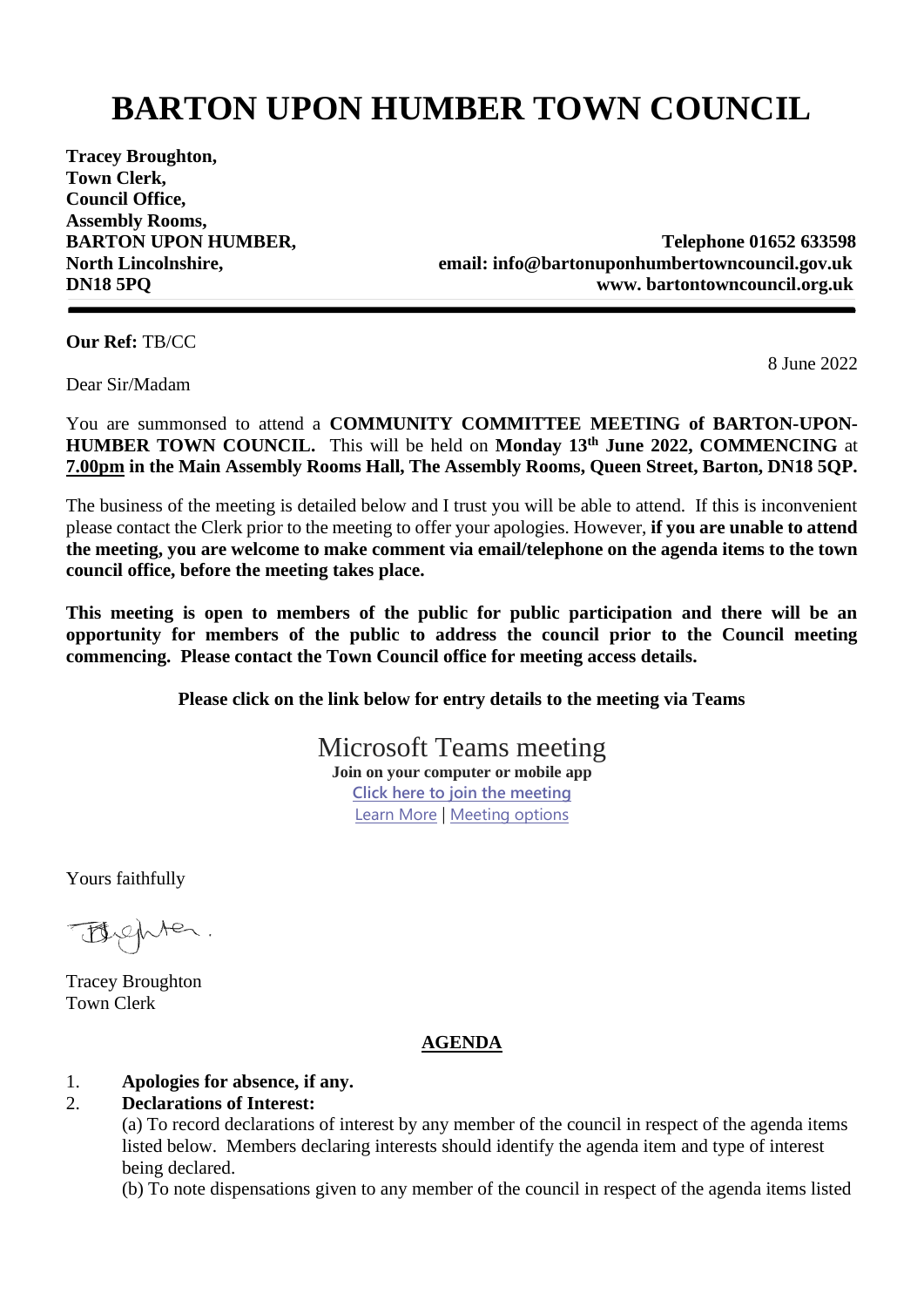# BARTON UPON HUMBER TOWN COUNCIL

**Tracey Broughton,**
**Town Clerk,**
**Council Office,**
**Assembly Rooms,**
**BARTON UPON HUMBER,**
**North Lincolnshire,**
**DN18 5PQ**

**Telephone 01652 633598**
**email: info@bartonuponhumbertowncouncil.gov.uk**
**www. bartontowncouncil.org.uk**

---

**Our Ref:** TB/CC

8 June 2022

Dear Sir/Madam

You are summonsed to attend a **COMMUNITY COMMITTEE MEETING of BARTON-UPON-HUMBER TOWN COUNCIL.** This will be held on **Monday 13th June 2022, COMMENCING** at **7.00pm in the Main Assembly Rooms Hall, The Assembly Rooms, Queen Street, Barton, DN18 5QP.**

The business of the meeting is detailed below and I trust you will be able to attend. If this is inconvenient please contact the Clerk prior to the meeting to offer your apologies. However, **if you are unable to attend the meeting, you are welcome to make comment via email/telephone on the agenda items to the town council office, before the meeting takes place.**

**This meeting is open to members of the public for public participation and there will be an opportunity for members of the public to address the council prior to the Council meeting commencing. Please contact the Town Council office for meeting access details.**

**Please click on the link below for entry details to the meeting via Teams**

Microsoft Teams meeting
**Join on your computer or mobile app**
Click here to join the meeting
Learn More | Meeting options

Yours faithfully

Tracey Broughton
Town Clerk

## AGENDA

1. **Apologies for absence, if any.**
2. **Declarations of Interest:**
   (a) To record declarations of interest by any member of the council in respect of the agenda items listed below. Members declaring interests should identify the agenda item and type of interest being declared.
   (b) To note dispensations given to any member of the council in respect of the agenda items listed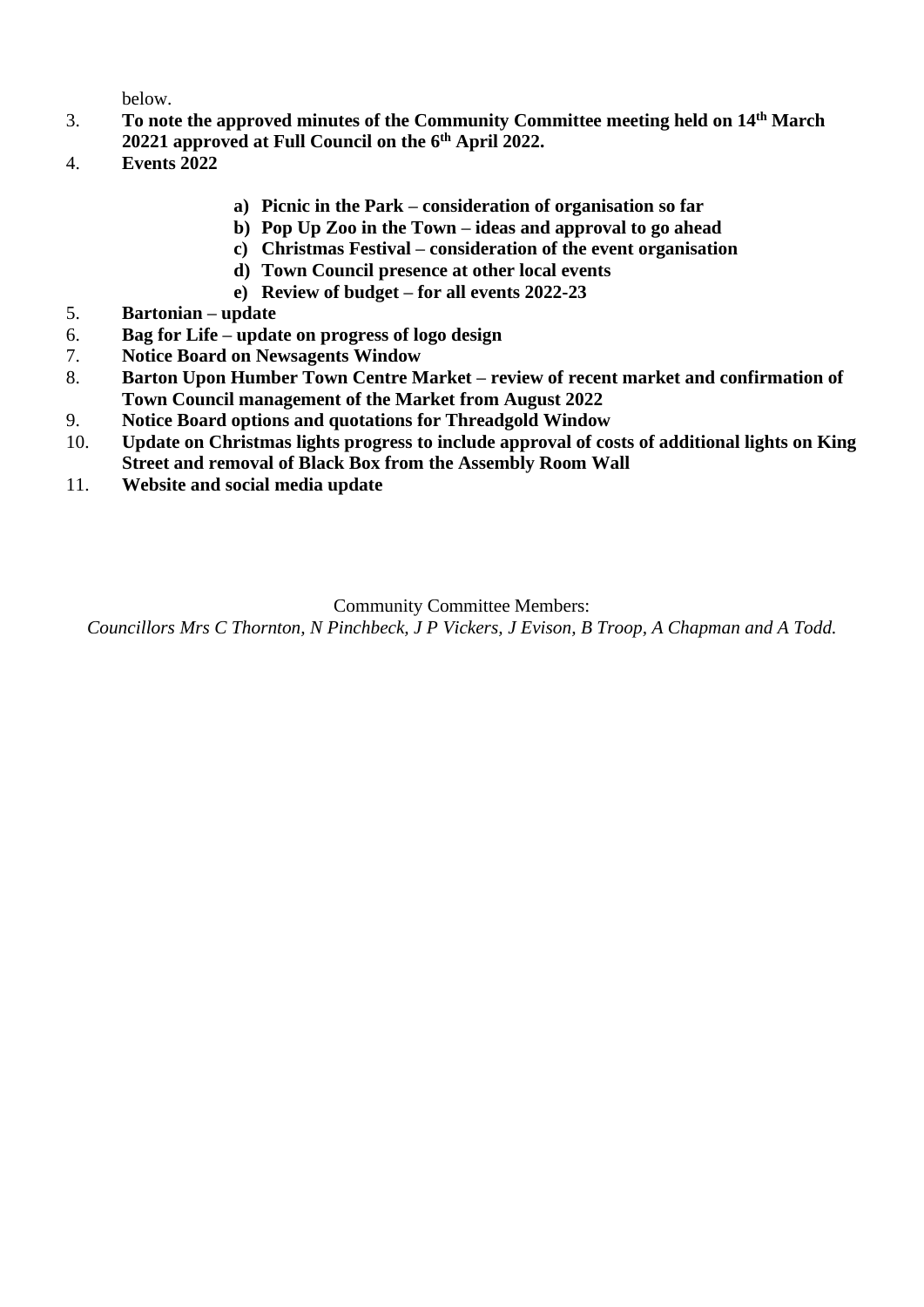below.

3. **To note the approved minutes of the Community Committee meeting held on 14th March 20221 approved at Full Council on the 6th April 2022.**
4. **Events 2022**

    a) **Picnic in the Park – consideration of organisation so far**
    b) **Pop Up Zoo in the Town – ideas and approval to go ahead**
    c) **Christmas Festival – consideration of the event organisation**
    d) **Town Council presence at other local events**
    e) **Review of budget – for all events 2022-23**

5. **Bartonian – update**
6. **Bag for Life – update on progress of logo design**
7. **Notice Board on Newsagents Window**
8. **Barton Upon Humber Town Centre Market – review of recent market and confirmation of Town Council management of the Market from August 2022**
9. **Notice Board options and quotations for Threadgold Window**
10. **Update on Christmas lights progress to include approval of costs of additional lights on King Street and removal of Black Box from the Assembly Room Wall**
11. **Website and social media update**

Community Committee Members:

*Councillors Mrs C Thornton, N Pinchbeck, J P Vickers, J Evison, B Troop, A Chapman and A Todd.*